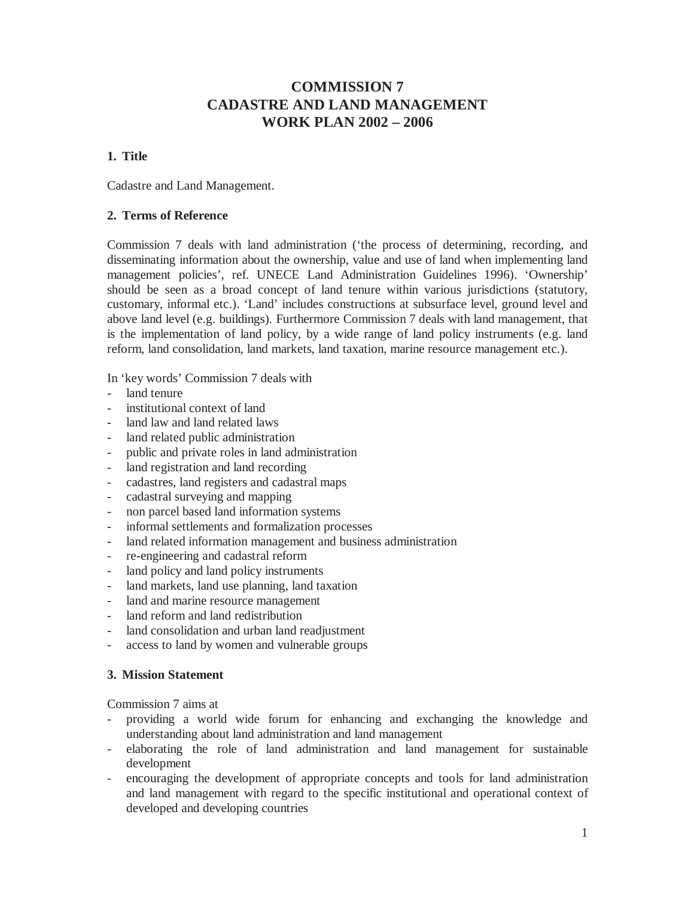# COMMISSION 7
# CADASTRE AND LAND MANAGEMENT
# WORK PLAN 2002 – 2006

## 1. Title

Cadastre and Land Management.

## 2. Terms of Reference

Commission 7 deals with land administration (‘the process of determining, recording, and disseminating information about the ownership, value and use of land when implementing land management policies’, ref. UNECE Land Administration Guidelines 1996). ‘Ownership’ should be seen as a broad concept of land tenure within various jurisdictions (statutory, customary, informal etc.). ‘Land’ includes constructions at subsurface level, ground level and above land level (e.g. buildings). Furthermore Commission 7 deals with land management, that is the implementation of land policy, by a wide range of land policy instruments (e.g. land reform, land consolidation, land markets, land taxation, marine resource management etc.).

In ‘key words’ Commission 7 deals with

- land tenure
- institutional context of land
- land law and land related laws
- land related public administration
- public and private roles in land administration
- land registration and land recording
- cadastres, land registers and cadastral maps
- cadastral surveying and mapping
- non parcel based land information systems
- informal settlements and formalization processes
- land related information management and business administration
- re-engineering and cadastral reform
- land policy and land policy instruments
- land markets, land use planning, land taxation
- land and marine resource management
- land reform and land redistribution
- land consolidation and urban land readjustment
- access to land by women and vulnerable groups

## 3. Mission Statement

Commission 7 aims at

- providing a world wide forum for enhancing and exchanging the knowledge and understanding about land administration and land management
- elaborating the role of land administration and land management for sustainable development
- encouraging the development of appropriate concepts and tools for land administration and land management with regard to the specific institutional and operational context of developed and developing countries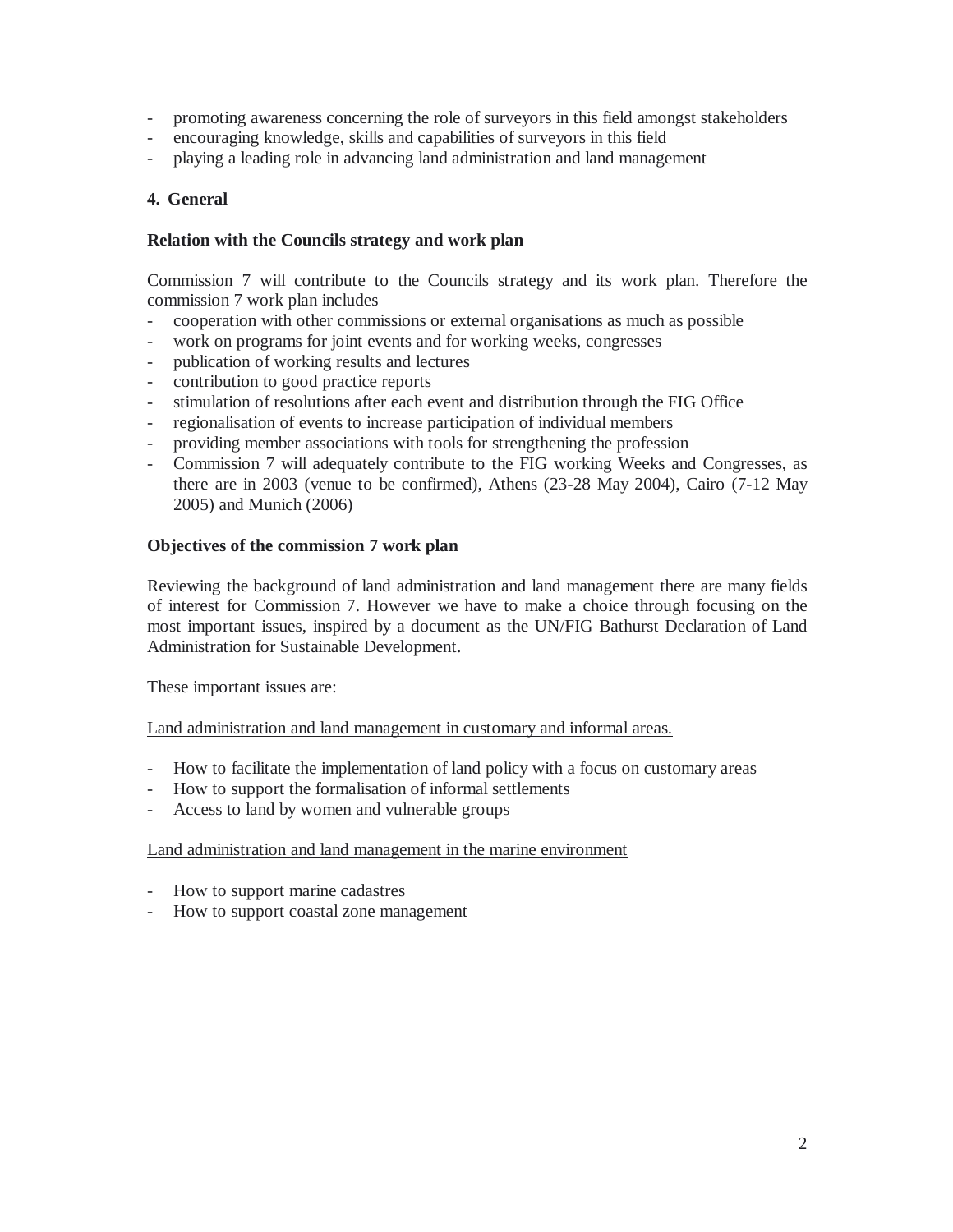- promoting awareness concerning the role of surveyors in this field amongst stakeholders
- encouraging knowledge, skills and capabilities of surveyors in this field
- playing a leading role in advancing land administration and land management

## 4. General

### Relation with the Councils strategy and work plan

Commission 7 will contribute to the Councils strategy and its work plan. Therefore the commission 7 work plan includes

- cooperation with other commissions or external organisations as much as possible
- work on programs for joint events and for working weeks, congresses
- publication of working results and lectures
- contribution to good practice reports
- stimulation of resolutions after each event and distribution through the FIG Office
- regionalisation of events to increase participation of individual members
- providing member associations with tools for strengthening the profession
- Commission 7 will adequately contribute to the FIG working Weeks and Congresses, as there are in 2003 (venue to be confirmed), Athens (23-28 May 2004), Cairo (7-12 May 2005) and Munich (2006)

### Objectives of the commission 7 work plan

Reviewing the background of land administration and land management there are many fields of interest for Commission 7. However we have to make a choice through focusing on the most important issues, inspired by a document as the UN/FIG Bathurst Declaration of Land Administration for Sustainable Development.

These important issues are:

<u>Land administration and land management in customary and informal areas.</u>

- How to facilitate the implementation of land policy with a focus on customary areas
- How to support the formalisation of informal settlements
- Access to land by women and vulnerable groups

<u>Land administration and land management in the marine environment</u>

- How to support marine cadastres
- How to support coastal zone management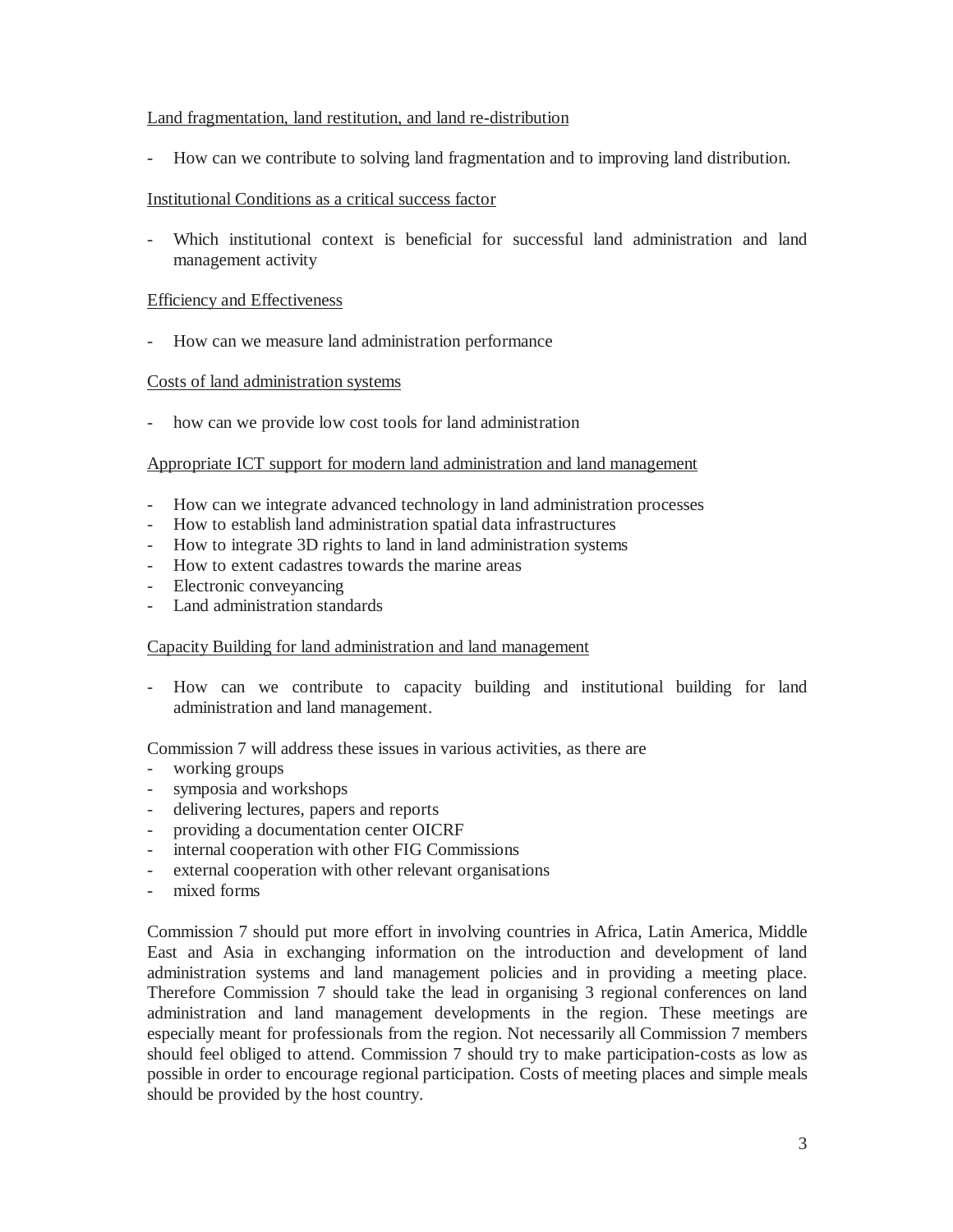Land fragmentation, land restitution, and land re-distribution

- How can we contribute to solving land fragmentation and to improving land distribution.

Institutional Conditions as a critical success factor

- Which institutional context is beneficial for successful land administration and land management activity

Efficiency and Effectiveness

- How can we measure land administration performance

Costs of land administration systems

- how can we provide low cost tools for land administration

Appropriate ICT support for modern land administration and land management

- How can we integrate advanced technology in land administration processes
- How to establish land administration spatial data infrastructures
- How to integrate 3D rights to land in land administration systems
- How to extent cadastres towards the marine areas
- Electronic conveyancing
- Land administration standards

Capacity Building for land administration and land management

- How can we contribute to capacity building and institutional building for land administration and land management.

Commission 7 will address these issues in various activities, as there are

- working groups
- symposia and workshops
- delivering lectures, papers and reports
- providing a documentation center OICRF
- internal cooperation with other FIG Commissions
- external cooperation with other relevant organisations
- mixed forms

Commission 7 should put more effort in involving countries in Africa, Latin America, Middle East and Asia in exchanging information on the introduction and development of land administration systems and land management policies and in providing a meeting place. Therefore Commission 7 should take the lead in organising 3 regional conferences on land administration and land management developments in the region. These meetings are especially meant for professionals from the region. Not necessarily all Commission 7 members should feel obliged to attend. Commission 7 should try to make participation-costs as low as possible in order to encourage regional participation. Costs of meeting places and simple meals should be provided by the host country.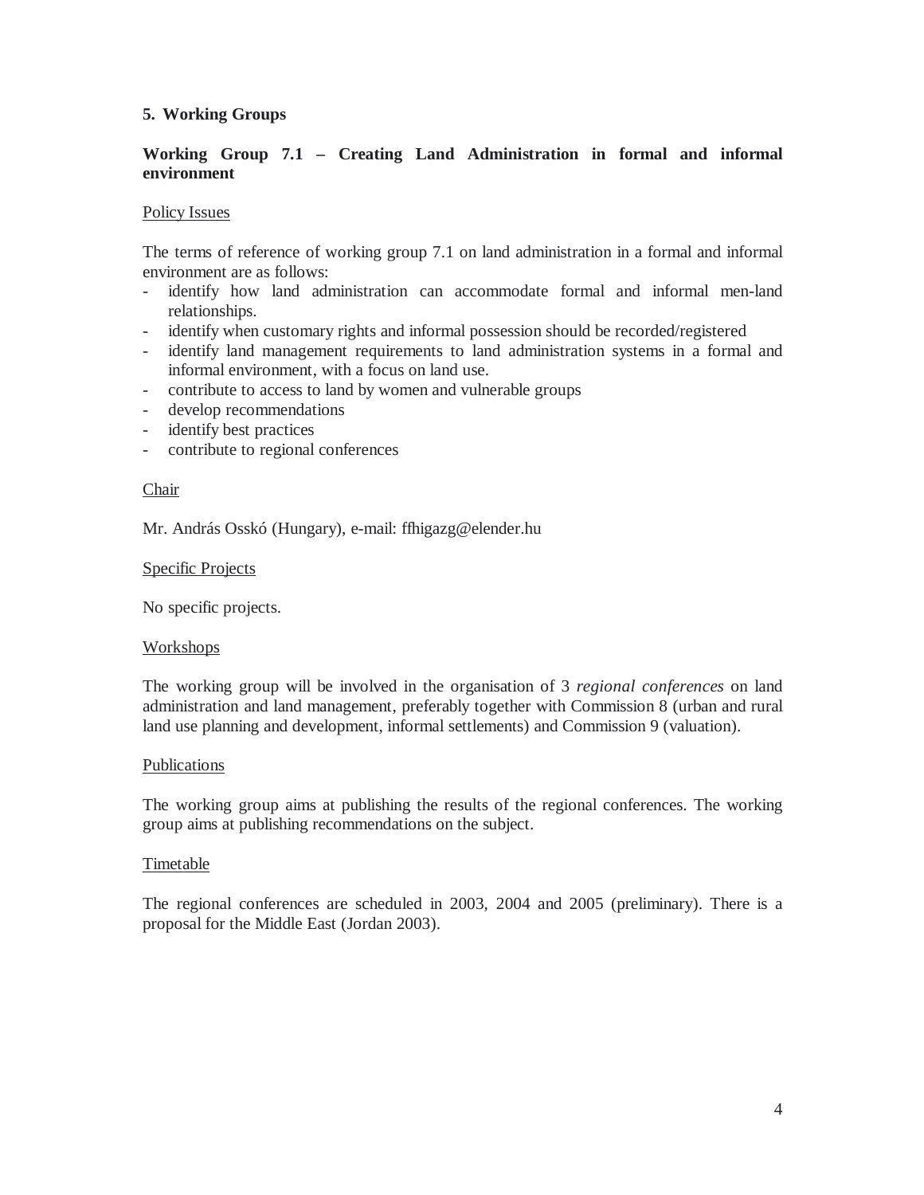## 5. Working Groups

### Working Group 7.1 – Creating Land Administration in formal and informal environment

Policy Issues

The terms of reference of working group 7.1 on land administration in a formal and informal environment are as follows:

- identify how land administration can accommodate formal and informal men-land relationships.
- identify when customary rights and informal possession should be recorded/registered
- identify land management requirements to land administration systems in a formal and informal environment, with a focus on land use.
- contribute to access to land by women and vulnerable groups
- develop recommendations
- identify best practices
- contribute to regional conferences

Chair

Mr. András Osskó (Hungary), e-mail: ffhigazg@elender.hu

Specific Projects

No specific projects.

Workshops

The working group will be involved in the organisation of 3 *regional conferences* on land administration and land management, preferably together with Commission 8 (urban and rural land use planning and development, informal settlements) and Commission 9 (valuation).

Publications

The working group aims at publishing the results of the regional conferences. The working group aims at publishing recommendations on the subject.

Timetable

The regional conferences are scheduled in 2003, 2004 and 2005 (preliminary). There is a proposal for the Middle East (Jordan 2003).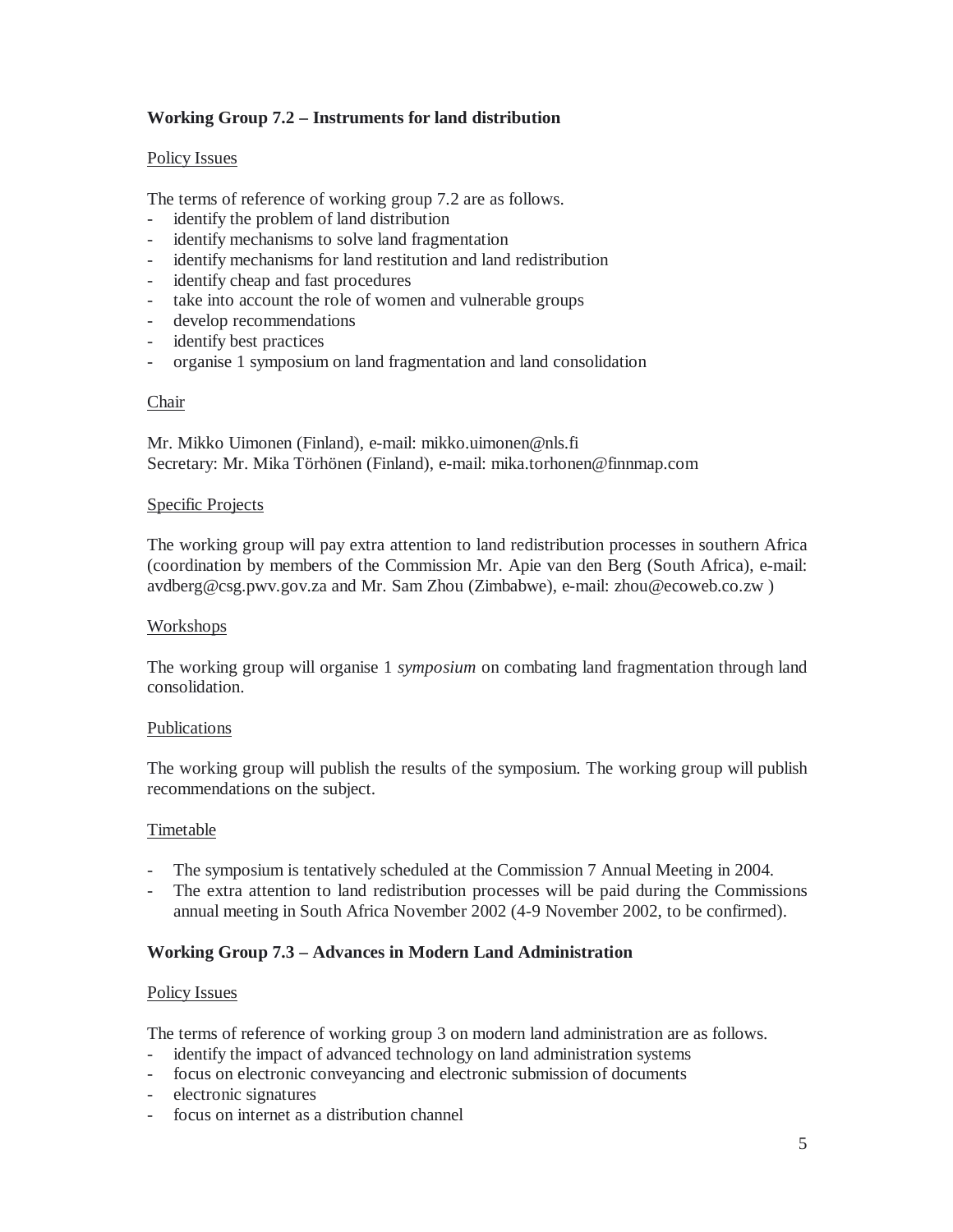## Working Group 7.2 – Instruments for land distribution

Policy Issues

The terms of reference of working group 7.2 are as follows.

- identify the problem of land distribution
- identify mechanisms to solve land fragmentation
- identify mechanisms for land restitution and land redistribution
- identify cheap and fast procedures
- take into account the role of women and vulnerable groups
- develop recommendations
- identify best practices
- organise 1 symposium on land fragmentation and land consolidation

Chair

Mr. Mikko Uimonen (Finland), e-mail: mikko.uimonen@nls.fi
Secretary: Mr. Mika Törhönen (Finland), e-mail: mika.torhonen@finnmap.com

Specific Projects

The working group will pay extra attention to land redistribution processes in southern Africa (coordination by members of the Commission Mr. Apie van den Berg (South Africa), e-mail: avdberg@csg.pwv.gov.za and Mr. Sam Zhou (Zimbabwe), e-mail: zhou@ecoweb.co.zw )

Workshops

The working group will organise 1 *symposium* on combating land fragmentation through land consolidation.

Publications

The working group will publish the results of the symposium. The working group will publish recommendations on the subject.

Timetable

- The symposium is tentatively scheduled at the Commission 7 Annual Meeting in 2004.
- The extra attention to land redistribution processes will be paid during the Commissions annual meeting in South Africa November 2002 (4-9 November 2002, to be confirmed).

## Working Group 7.3 – Advances in Modern Land Administration

Policy Issues

The terms of reference of working group 3 on modern land administration are as follows.

- identify the impact of advanced technology on land administration systems
- focus on electronic conveyancing and electronic submission of documents
- electronic signatures
- focus on internet as a distribution channel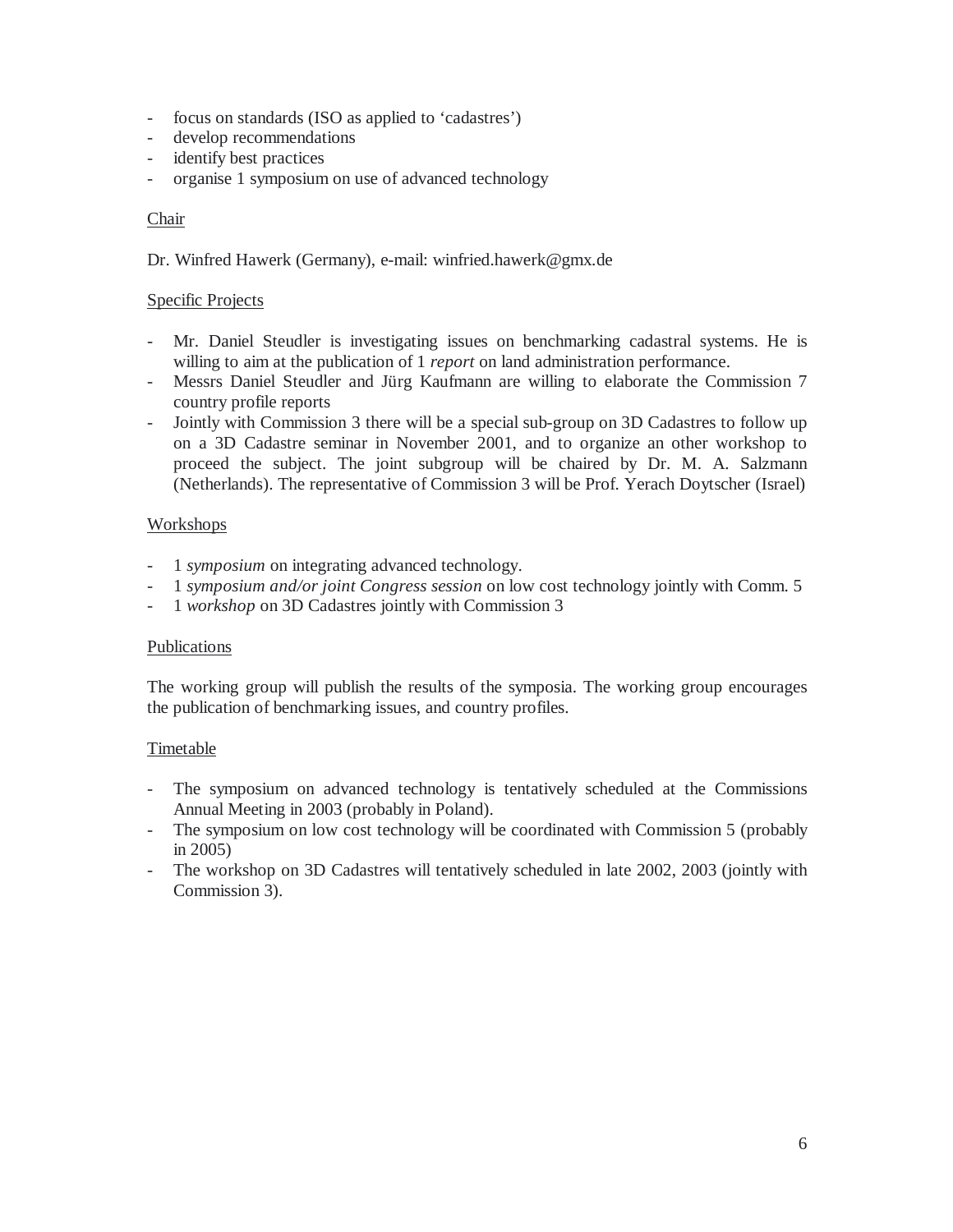- focus on standards (ISO as applied to 'cadastres')
- develop recommendations
- identify best practices
- organise 1 symposium on use of advanced technology

<u>Chair</u>

Dr. Winfred Hawerk (Germany), e-mail: winfried.hawerk@gmx.de

<u>Specific Projects</u>

- Mr. Daniel Steudler is investigating issues on benchmarking cadastral systems. He is willing to aim at the publication of 1 *report* on land administration performance.
- Messrs Daniel Steudler and Jürg Kaufmann are willing to elaborate the Commission 7 country profile reports
- Jointly with Commission 3 there will be a special sub-group on 3D Cadastres to follow up on a 3D Cadastre seminar in November 2001, and to organize an other workshop to proceed the subject. The joint subgroup will be chaired by Dr. M. A. Salzmann (Netherlands). The representative of Commission 3 will be Prof. Yerach Doytscher (Israel)

<u>Workshops</u>

- 1 *symposium* on integrating advanced technology.
- 1 *symposium and/or joint Congress session* on low cost technology jointly with Comm. 5
- 1 *workshop* on 3D Cadastres jointly with Commission 3

<u>Publications</u>

The working group will publish the results of the symposia. The working group encourages the publication of benchmarking issues, and country profiles.

<u>Timetable</u>

- The symposium on advanced technology is tentatively scheduled at the Commissions Annual Meeting in 2003 (probably in Poland).
- The symposium on low cost technology will be coordinated with Commission 5 (probably in 2005)
- The workshop on 3D Cadastres will tentatively scheduled in late 2002, 2003 (jointly with Commission 3).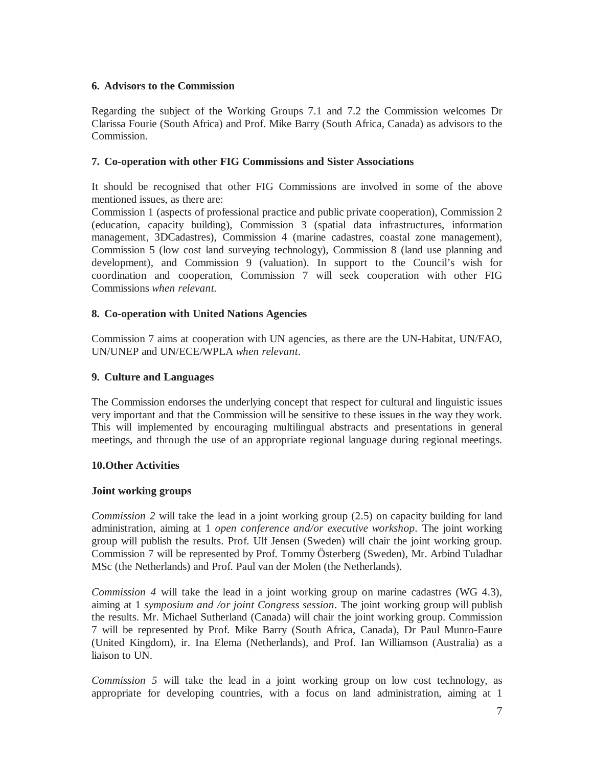## 6. Advisors to the Commission

Regarding the subject of the Working Groups 7.1 and 7.2 the Commission welcomes Dr Clarissa Fourie (South Africa) and Prof. Mike Barry (South Africa, Canada) as advisors to the Commission.

## 7. Co-operation with other FIG Commissions and Sister Associations

It should be recognised that other FIG Commissions are involved in some of the above mentioned issues, as there are:
Commission 1 (aspects of professional practice and public private cooperation), Commission 2 (education, capacity building), Commission 3 (spatial data infrastructures, information management, 3DCadastres), Commission 4 (marine cadastres, coastal zone management), Commission 5 (low cost land surveying technology), Commission 8 (land use planning and development), and Commission 9 (valuation). In support to the Council's wish for coordination and cooperation, Commission 7 will seek cooperation with other FIG Commissions *when relevant.*

## 8. Co-operation with United Nations Agencies

Commission 7 aims at cooperation with UN agencies, as there are the UN-Habitat, UN/FAO, UN/UNEP and UN/ECE/WPLA *when relevant*.

## 9. Culture and Languages

The Commission endorses the underlying concept that respect for cultural and linguistic issues very important and that the Commission will be sensitive to these issues in the way they work. This will implemented by encouraging multilingual abstracts and presentations in general meetings, and through the use of an appropriate regional language during regional meetings.

## 10.Other Activities

### Joint working groups

*Commission 2* will take the lead in a joint working group (2.5) on capacity building for land administration, aiming at 1 *open conference and/or executive workshop*. The joint working group will publish the results. Prof. Ulf Jensen (Sweden) will chair the joint working group. Commission 7 will be represented by Prof. Tommy Österberg (Sweden), Mr. Arbind Tuladhar MSc (the Netherlands) and Prof. Paul van der Molen (the Netherlands).

*Commission 4* will take the lead in a joint working group on marine cadastres (WG 4.3), aiming at 1 *symposium and /or joint Congress session*. The joint working group will publish the results. Mr. Michael Sutherland (Canada) will chair the joint working group. Commission 7 will be represented by Prof. Mike Barry (South Africa, Canada), Dr Paul Munro-Faure (United Kingdom), ir. Ina Elema (Netherlands), and Prof. Ian Williamson (Australia) as a liaison to UN.

*Commission 5* will take the lead in a joint working group on low cost technology, as appropriate for developing countries, with a focus on land administration, aiming at 1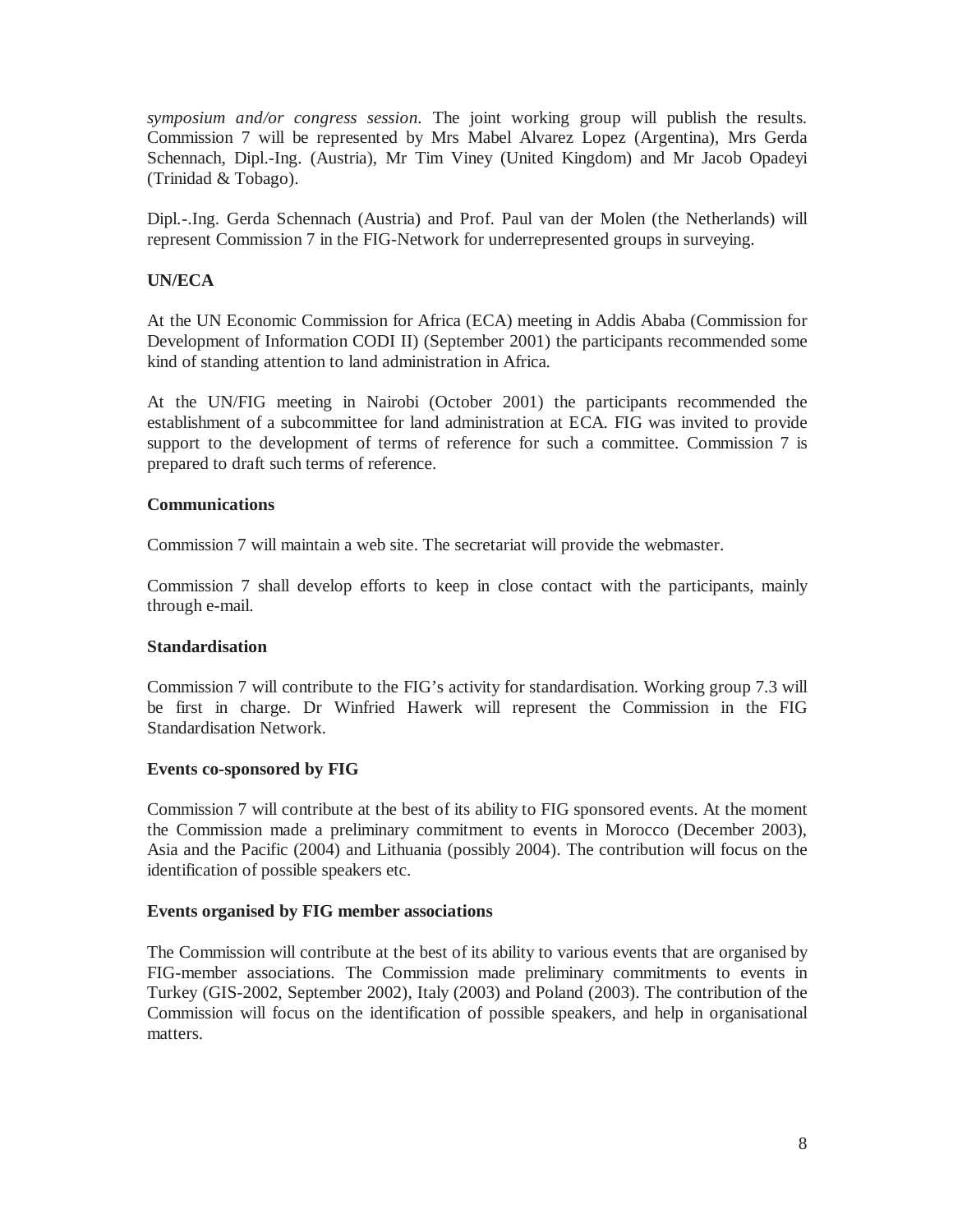*symposium and/or congress session*. The joint working group will publish the results. Commission 7 will be represented by Mrs Mabel Alvarez Lopez (Argentina), Mrs Gerda Schennach, Dipl.-Ing. (Austria), Mr Tim Viney (United Kingdom) and Mr Jacob Opadeyi (Trinidad & Tobago).

Dipl.-.Ing. Gerda Schennach (Austria) and Prof. Paul van der Molen (the Netherlands) will represent Commission 7 in the FIG-Network for underrepresented groups in surveying.

**UN/ECA**

At the UN Economic Commission for Africa (ECA) meeting in Addis Ababa (Commission for Development of Information CODI II) (September 2001) the participants recommended some kind of standing attention to land administration in Africa.

At the UN/FIG meeting in Nairobi (October 2001) the participants recommended the establishment of a subcommittee for land administration at ECA. FIG was invited to provide support to the development of terms of reference for such a committee. Commission 7 is prepared to draft such terms of reference.

**Communications**

Commission 7 will maintain a web site. The secretariat will provide the webmaster.

Commission 7 shall develop efforts to keep in close contact with the participants, mainly through e-mail.

**Standardisation**

Commission 7 will contribute to the FIG's activity for standardisation. Working group 7.3 will be first in charge. Dr Winfried Hawerk will represent the Commission in the FIG Standardisation Network.

**Events co-sponsored by FIG**

Commission 7 will contribute at the best of its ability to FIG sponsored events. At the moment the Commission made a preliminary commitment to events in Morocco (December 2003), Asia and the Pacific (2004) and Lithuania (possibly 2004). The contribution will focus on the identification of possible speakers etc.

**Events organised by FIG member associations**

The Commission will contribute at the best of its ability to various events that are organised by FIG-member associations. The Commission made preliminary commitments to events in Turkey (GIS-2002, September 2002), Italy (2003) and Poland (2003). The contribution of the Commission will focus on the identification of possible speakers, and help in organisational matters.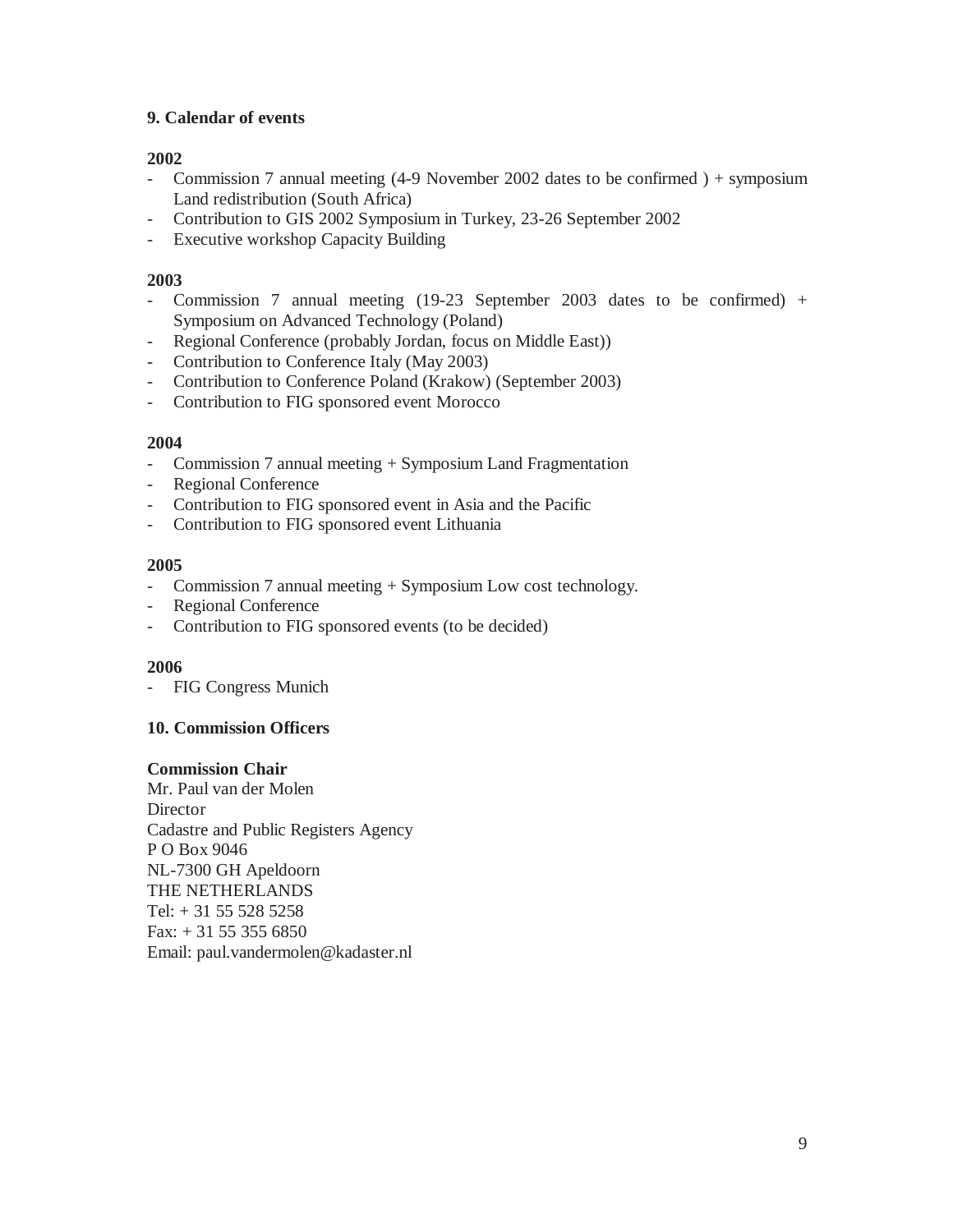## 9. Calendar of events

**2002**

- Commission 7 annual meeting (4-9 November 2002 dates to be confirmed ) + symposium Land redistribution (South Africa)
- Contribution to GIS 2002 Symposium in Turkey, 23-26 September 2002
- Executive workshop Capacity Building

**2003**

- Commission 7 annual meeting (19-23 September 2003 dates to be confirmed) + Symposium on Advanced Technology (Poland)
- Regional Conference (probably Jordan, focus on Middle East))
- Contribution to Conference Italy (May 2003)
- Contribution to Conference Poland (Krakow) (September 2003)
- Contribution to FIG sponsored event Morocco

**2004**

- Commission 7 annual meeting + Symposium Land Fragmentation
- Regional Conference
- Contribution to FIG sponsored event in Asia and the Pacific
- Contribution to FIG sponsored event Lithuania

**2005**

- Commission 7 annual meeting + Symposium Low cost technology.
- Regional Conference
- Contribution to FIG sponsored events (to be decided)

**2006**

- FIG Congress Munich

## 10. Commission Officers

**Commission Chair**
Mr. Paul van der Molen
Director
Cadastre and Public Registers Agency
P O Box 9046
NL-7300 GH Apeldoorn
THE NETHERLANDS
Tel: + 31 55 528 5258
Fax: + 31 55 355 6850
Email: paul.vandermolen@kadaster.nl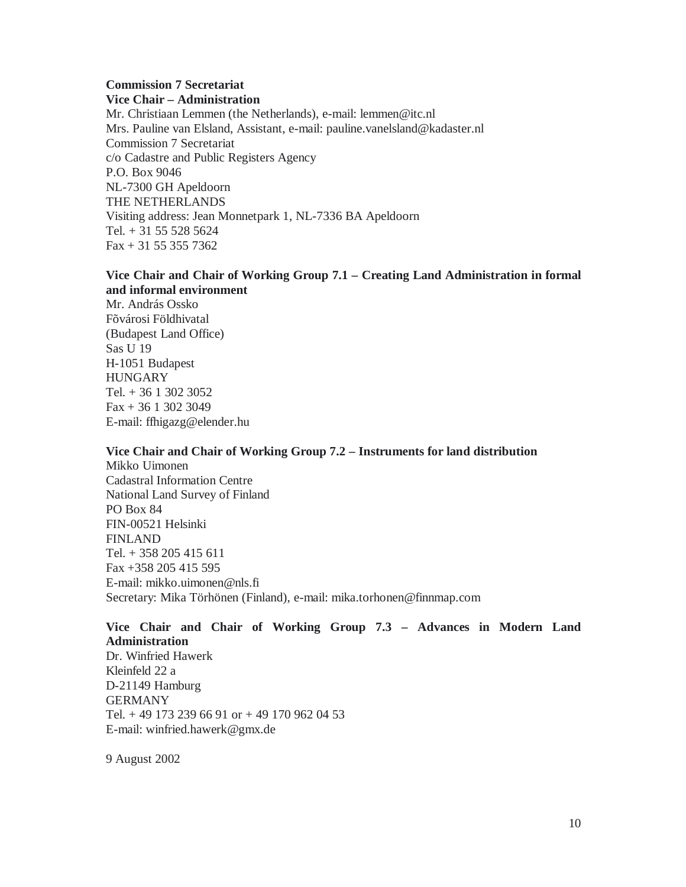**Commission 7 Secretariat**
**Vice Chair – Administration**
Mr. Christiaan Lemmen (the Netherlands), e-mail: lemmen@itc.nl
Mrs. Pauline van Elsland, Assistant, e-mail: pauline.vanelsland@kadaster.nl
Commission 7 Secretariat
c/o Cadastre and Public Registers Agency
P.O. Box 9046
NL-7300 GH Apeldoorn
THE NETHERLANDS
Visiting address: Jean Monnetpark 1, NL-7336 BA Apeldoorn
Tel. + 31 55 528 5624
Fax + 31 55 355 7362

**Vice Chair and Chair of Working Group 7.1 – Creating Land Administration in formal and informal environment**
Mr. András Ossko
Fõvárosi Földhivatal
(Budapest Land Office)
Sas U 19
H-1051 Budapest
HUNGARY
Tel. + 36 1 302 3052
Fax + 36 1 302 3049
E-mail: ffhigazg@elender.hu

**Vice Chair and Chair of Working Group 7.2 – Instruments for land distribution**
Mikko Uimonen
Cadastral Information Centre
National Land Survey of Finland
PO Box 84
FIN-00521 Helsinki
FINLAND
Tel. + 358 205 415 611
Fax +358 205 415 595
E-mail: mikko.uimonen@nls.fi
Secretary: Mika Törhönen (Finland), e-mail: mika.torhonen@finnmap.com

**Vice Chair and Chair of Working Group 7.3 – Advances in Modern Land Administration**
Dr. Winfried Hawerk
Kleinfeld 22 a
D-21149 Hamburg
GERMANY
Tel. + 49 173 239 66 91 or + 49 170 962 04 53
E-mail: winfried.hawerk@gmx.de

9 August 2002